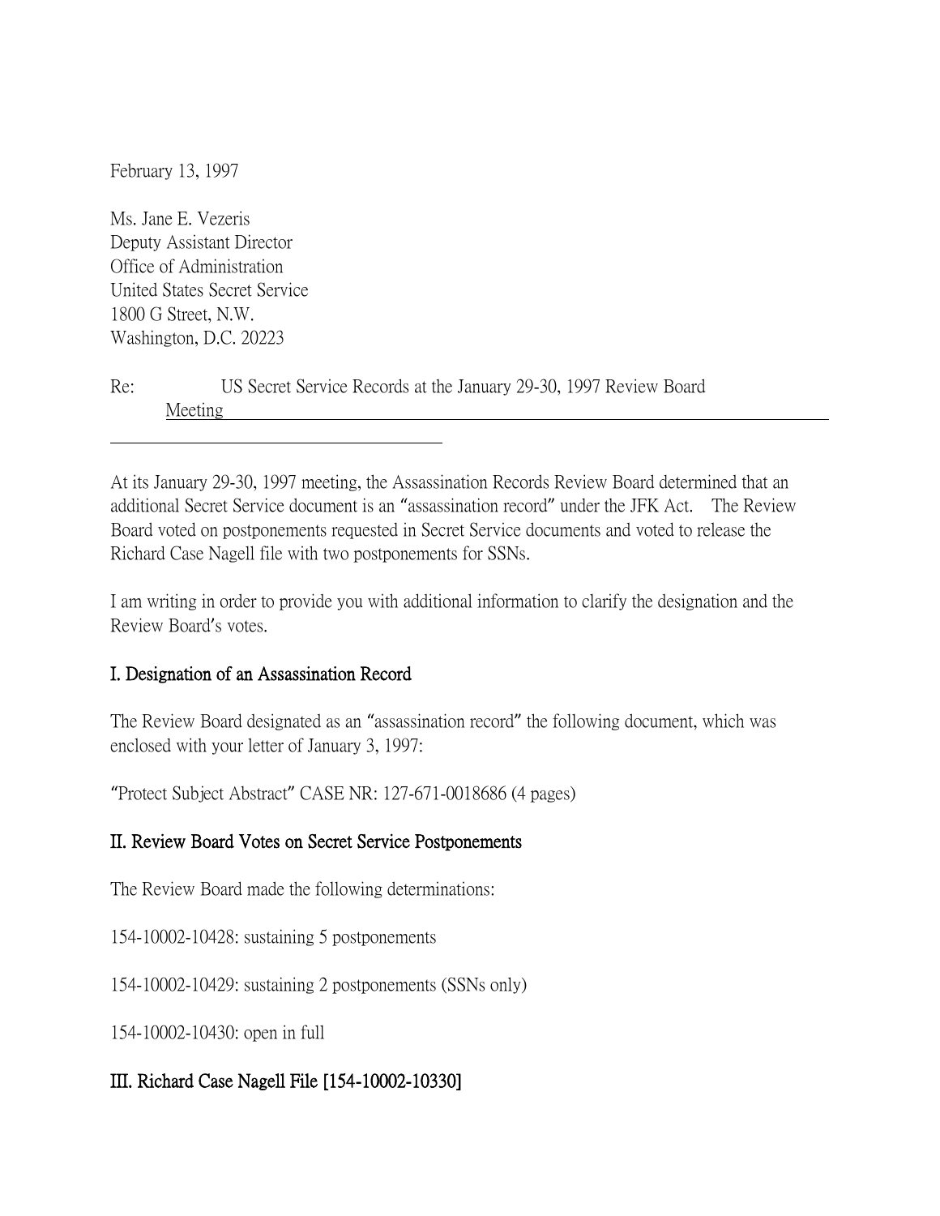February 13, 1997

Ms. Jane E. Vezeris
Deputy Assistant Director
Office of Administration
United States Secret Service
1800 G Street, N.W.
Washington, D.C. 20223

Re: US Secret Service Records at the January 29-30, 1997 Review Board Meeting

At its January 29-30, 1997 meeting, the Assassination Records Review Board determined that an additional Secret Service document is an "assassination record" under the JFK Act. The Review Board voted on postponements requested in Secret Service documents and voted to release the Richard Case Nagell file with two postponements for SSNs.

I am writing in order to provide you with additional information to clarify the designation and the Review Board's votes.

## I. Designation of an Assassination Record

The Review Board designated as an "assassination record" the following document, which was enclosed with your letter of January 3, 1997:

"Protect Subject Abstract" CASE NR: 127-671-0018686 (4 pages)

## II. Review Board Votes on Secret Service Postponements

The Review Board made the following determinations:

154-10002-10428: sustaining 5 postponements

154-10002-10429: sustaining 2 postponements (SSNs only)

154-10002-10430: open in full

## III. Richard Case Nagell File [154-10002-10330]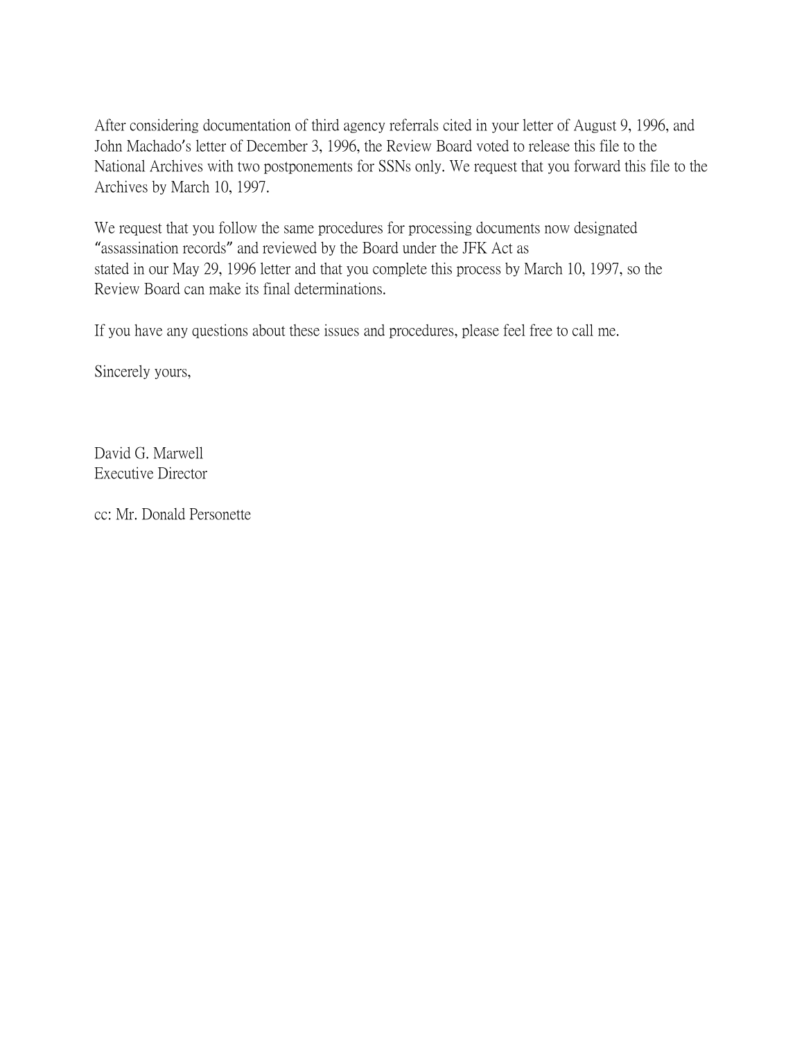After considering documentation of third agency referrals cited in your letter of August 9, 1996, and John Machado's letter of December 3, 1996, the Review Board voted to release this file to the National Archives with two postponements for SSNs only. We request that you forward this file to the Archives by March 10, 1997.

We request that you follow the same procedures for processing documents now designated "assassination records" and reviewed by the Board under the JFK Act as stated in our May 29, 1996 letter and that you complete this process by March 10, 1997, so the Review Board can make its final determinations.

If you have any questions about these issues and procedures, please feel free to call me.

Sincerely yours,

David G. Marwell  
Executive Director

cc: Mr. Donald Personette